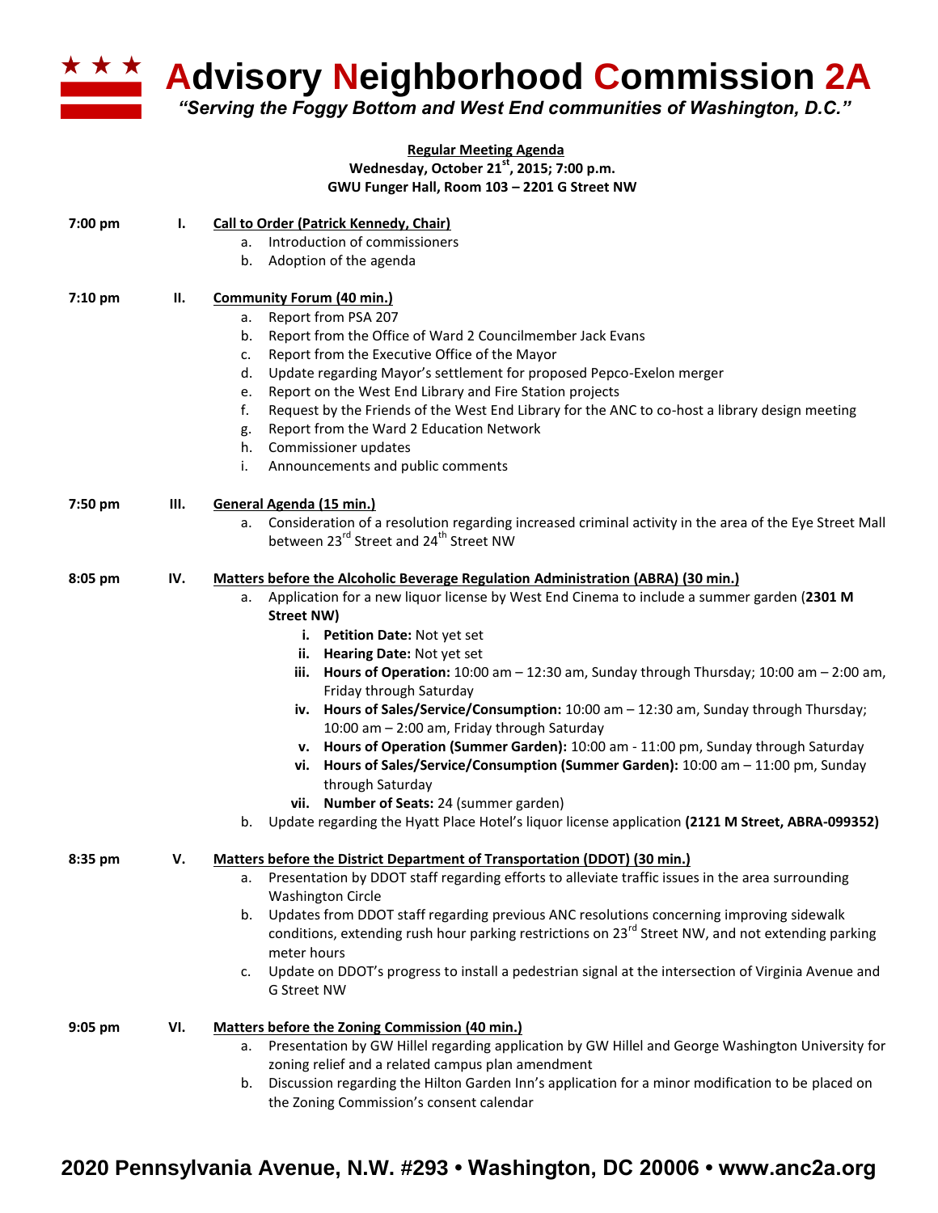# Advisory Neighborhood Commission 2A

*"Serving the Foggy Bottom and West End communities of Washington, D.C."*

**Regular Meeting Agenda**
**Wednesday, October 21st, 2015; 7:00 p.m.**
**GWU Funger Hall, Room 103 – 2201 G Street NW**

**7:00 pm I. Call to Order (Patrick Kennedy, Chair)**

a. Introduction of commissioners
b. Adoption of the agenda

**7:10 pm II. Community Forum (40 min.)**

a. Report from PSA 207
b. Report from the Office of Ward 2 Councilmember Jack Evans
c. Report from the Executive Office of the Mayor
d. Update regarding Mayor's settlement for proposed Pepco-Exelon merger
e. Report on the West End Library and Fire Station projects
f. Request by the Friends of the West End Library for the ANC to co-host a library design meeting
g. Report from the Ward 2 Education Network
h. Commissioner updates
i. Announcements and public comments

**7:50 pm III. General Agenda (15 min.)**

a. Consideration of a resolution regarding increased criminal activity in the area of the Eye Street Mall between 23rd Street and 24th Street NW

**8:05 pm IV. Matters before the Alcoholic Beverage Regulation Administration (ABRA) (30 min.)**

a. Application for a new liquor license by West End Cinema to include a summer garden (**2301 M Street NW)**
   i. **Petition Date:** Not yet set
   ii. **Hearing Date:** Not yet set
   iii. **Hours of Operation:** 10:00 am – 12:30 am, Sunday through Thursday; 10:00 am – 2:00 am, Friday through Saturday
   iv. **Hours of Sales/Service/Consumption:** 10:00 am – 12:30 am, Sunday through Thursday; 10:00 am – 2:00 am, Friday through Saturday
   v. **Hours of Operation (Summer Garden):** 10:00 am - 11:00 pm, Sunday through Saturday
   vi. **Hours of Sales/Service/Consumption (Summer Garden):** 10:00 am – 11:00 pm, Sunday through Saturday
   vii. **Number of Seats:** 24 (summer garden)
b. Update regarding the Hyatt Place Hotel's liquor license application **(2121 M Street, ABRA-099352)**

**8:35 pm V. Matters before the District Department of Transportation (DDOT) (30 min.)**

a. Presentation by DDOT staff regarding efforts to alleviate traffic issues in the area surrounding Washington Circle
b. Updates from DDOT staff regarding previous ANC resolutions concerning improving sidewalk conditions, extending rush hour parking restrictions on 23rd Street NW, and not extending parking meter hours
c. Update on DDOT's progress to install a pedestrian signal at the intersection of Virginia Avenue and G Street NW

**9:05 pm VI. Matters before the Zoning Commission (40 min.)**

a. Presentation by GW Hillel regarding application by GW Hillel and George Washington University for zoning relief and a related campus plan amendment
b. Discussion regarding the Hilton Garden Inn's application for a minor modification to be placed on the Zoning Commission's consent calendar

**2020 Pennsylvania Avenue, N.W. #293 • Washington, DC 20006 • www.anc2a.org**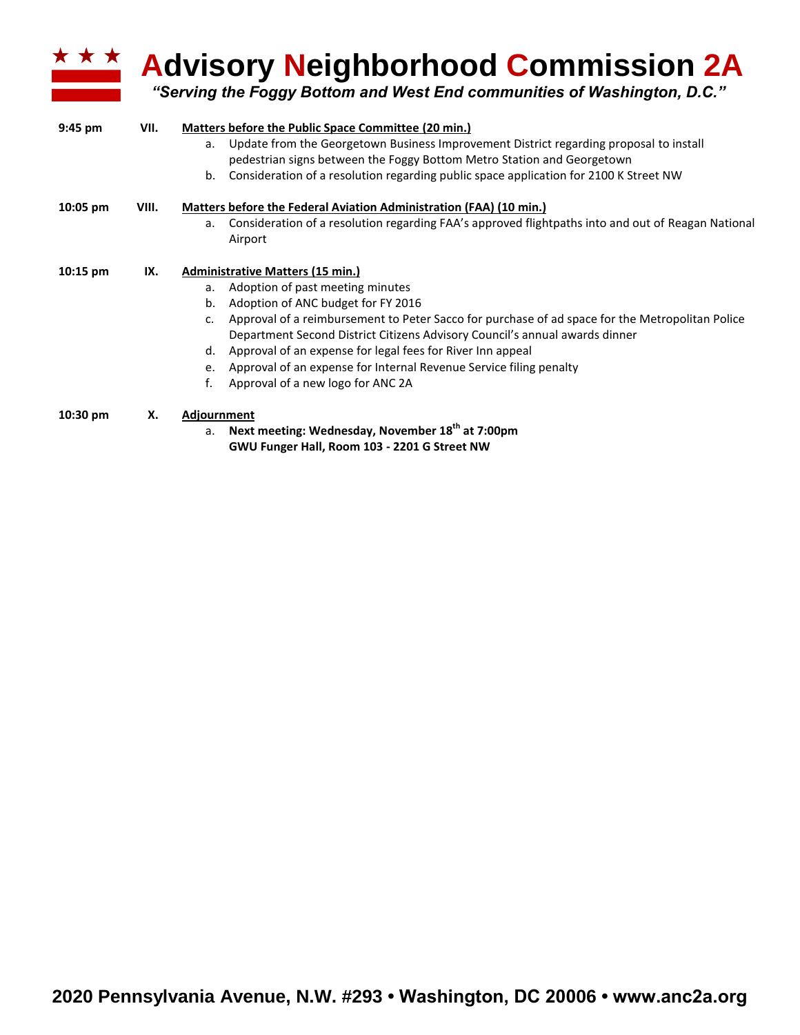# Advisory Neighborhood Commission 2A

*"Serving the Foggy Bottom and West End communities of Washington, D.C."*

**9:45 pm VII. Matters before the Public Space Committee (20 min.)**

a. Update from the Georgetown Business Improvement District regarding proposal to install pedestrian signs between the Foggy Bottom Metro Station and Georgetown
b. Consideration of a resolution regarding public space application for 2100 K Street NW

**10:05 pm VIII. Matters before the Federal Aviation Administration (FAA) (10 min.)**

a. Consideration of a resolution regarding FAA's approved flightpaths into and out of Reagan National Airport

**10:15 pm IX. Administrative Matters (15 min.)**

a. Adoption of past meeting minutes
b. Adoption of ANC budget for FY 2016
c. Approval of a reimbursement to Peter Sacco for purchase of ad space for the Metropolitan Police Department Second District Citizens Advisory Council's annual awards dinner
d. Approval of an expense for legal fees for River Inn appeal
e. Approval of an expense for Internal Revenue Service filing penalty
f. Approval of a new logo for ANC 2A

**10:30 pm X. Adjournment**

a. **Next meeting: Wednesday, November 18th at 7:00pm**
**GWU Funger Hall, Room 103 - 2201 G Street NW**

**2020 Pennsylvania Avenue, N.W. #293 • Washington, DC 20006 • www.anc2a.org**